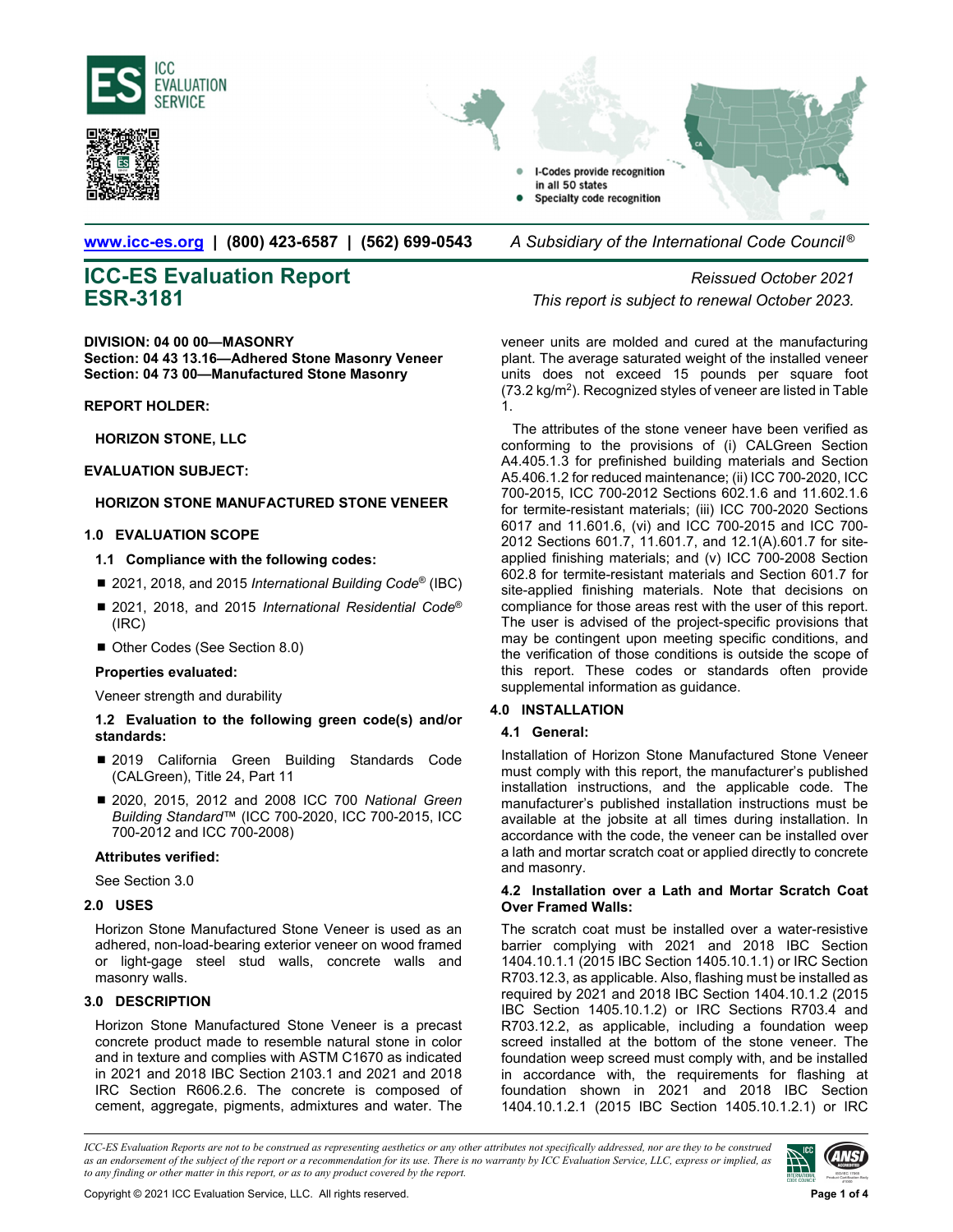www.icc-es.org | (800) 423-6587 | (562) 699-0543 *A Subsidiary of the International Code Council®*

# ICC-ES Evaluation Report ESR-3181

*Reissued October 2021*
*This report is subject to renewal October 2023.*

**DIVISION: 04 00 00—MASONRY**
**Section: 04 43 13.16—Adhered Stone Masonry Veneer**
**Section: 04 73 00—Manufactured Stone Masonry**

**REPORT HOLDER:**

**HORIZON STONE, LLC**

**EVALUATION SUBJECT:**

**HORIZON STONE MANUFACTURED STONE VENEER**

## 1.0 EVALUATION SCOPE

### 1.1 Compliance with the following codes:

- 2021, 2018, and 2015 *International Building Code®* (IBC)
- 2021, 2018, and 2015 *International Residential Code®* (IRC)
- Other Codes (See Section 8.0)

**Properties evaluated:**

Veneer strength and durability

### 1.2 Evaluation to the following green code(s) and/or standards:

- 2019 California Green Building Standards Code (CALGreen), Title 24, Part 11
- 2020, 2015, 2012 and 2008 ICC 700 *National Green Building Standard™* (ICC 700-2020, ICC 700-2015, ICC 700-2012 and ICC 700-2008)

**Attributes verified:**

See Section 3.0

## 2.0 USES

Horizon Stone Manufactured Stone Veneer is used as an adhered, non-load-bearing exterior veneer on wood framed or light-gage steel stud walls, concrete walls and masonry walls.

## 3.0 DESCRIPTION

Horizon Stone Manufactured Stone Veneer is a precast concrete product made to resemble natural stone in color and in texture and complies with ASTM C1670 as indicated in 2021 and 2018 IBC Section 2103.1 and 2021 and 2018 IRC Section R606.2.6. The concrete is composed of cement, aggregate, pigments, admixtures and water. The veneer units are molded and cured at the manufacturing plant. The average saturated weight of the installed veneer units does not exceed 15 pounds per square foot (73.2 kg/m$^2$). Recognized styles of veneer are listed in Table 1.

The attributes of the stone veneer have been verified as conforming to the provisions of (i) CALGreen Section A4.405.1.3 for prefinished building materials and Section A5.406.1.2 for reduced maintenance; (ii) ICC 700-2020, ICC 700-2015, ICC 700-2012 Sections 602.1.6 and 11.602.1.6 for termite-resistant materials; (iii) ICC 700-2020 Sections 6017 and 11.601.6, (vi) and ICC 700-2015 and ICC 700-2012 Sections 601.7, 11.601.7, and 12.1(A).601.7 for site-applied finishing materials; and (v) ICC 700-2008 Section 602.8 for termite-resistant materials and Section 601.7 for site-applied finishing materials. Note that decisions on compliance for those areas rest with the user of this report. The user is advised of the project-specific provisions that may be contingent upon meeting specific conditions, and the verification of those conditions is outside the scope of this report. These codes or standards often provide supplemental information as guidance.

## 4.0 INSTALLATION

### 4.1 General:

Installation of Horizon Stone Manufactured Stone Veneer must comply with this report, the manufacturer's published installation instructions, and the applicable code. The manufacturer's published installation instructions must be available at the jobsite at all times during installation. In accordance with the code, the veneer can be installed over a lath and mortar scratch coat or applied directly to concrete and masonry.

### 4.2 Installation over a Lath and Mortar Scratch Coat Over Framed Walls:

The scratch coat must be installed over a water-resistive barrier complying with 2021 and 2018 IBC Section 1404.10.1.1 (2015 IBC Section 1405.10.1.1) or IRC Section R703.12.3, as applicable. Also, flashing must be installed as required by 2021 and 2018 IBC Section 1404.10.1.2 (2015 IBC Section 1405.10.1.2) or IRC Sections R703.4 and R703.12.2, as applicable, including a foundation weep screed installed at the bottom of the stone veneer. The foundation weep screed must comply with, and be installed in accordance with, the requirements for flashing at foundation shown in 2021 and 2018 IBC Section 1404.10.1.2.1 (2015 IBC Section 1405.10.1.2.1) or IRC

*ICC-ES Evaluation Reports are not to be construed as representing aesthetics or any other attributes not specifically addressed, nor are they to be construed as an endorsement of the subject of the report or a recommendation for its use. There is no warranty by ICC Evaluation Service, LLC, express or implied, as to any finding or other matter in this report, or as to any product covered by the report.*

Copyright © 2021 ICC Evaluation Service, LLC. All rights reserved.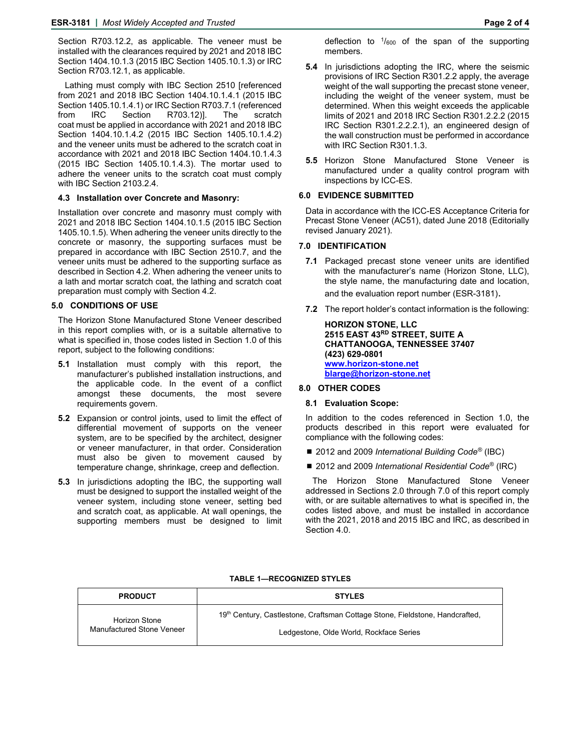Section R703.12.2, as applicable. The veneer must be installed with the clearances required by 2021 and 2018 IBC Section 1404.10.1.3 (2015 IBC Section 1405.10.1.3) or IRC Section R703.12.1, as applicable.

Lathing must comply with IBC Section 2510 [referenced from 2021 and 2018 IBC Section 1404.10.1.4.1 (2015 IBC Section 1405.10.1.4.1) or IRC Section R703.7.1 (referenced from IRC Section R703.12)]. The scratch coat must be applied in accordance with 2021 and 2018 IBC Section 1404.10.1.4.2 (2015 IBC Section 1405.10.1.4.2) and the veneer units must be adhered to the scratch coat in accordance with 2021 and 2018 IBC Section 1404.10.1.4.3 (2015 IBC Section 1405.10.1.4.3). The mortar used to adhere the veneer units to the scratch coat must comply with IBC Section 2103.2.4.

### 4.3 Installation over Concrete and Masonry:

Installation over concrete and masonry must comply with 2021 and 2018 IBC Section 1404.10.1.5 (2015 IBC Section 1405.10.1.5). When adhering the veneer units directly to the concrete or masonry, the supporting surfaces must be prepared in accordance with IBC Section 2510.7, and the veneer units must be adhered to the supporting surface as described in Section 4.2. When adhering the veneer units to a lath and mortar scratch coat, the lathing and scratch coat preparation must comply with Section 4.2.

## 5.0 CONDITIONS OF USE

The Horizon Stone Manufactured Stone Veneer described in this report complies with, or is a suitable alternative to what is specified in, those codes listed in Section 1.0 of this report, subject to the following conditions:

**5.1** Installation must comply with this report, the manufacturer's published installation instructions, and the applicable code. In the event of a conflict amongst these documents, the most severe requirements govern.

**5.2** Expansion or control joints, used to limit the effect of differential movement of supports on the veneer system, are to be specified by the architect, designer or veneer manufacturer, in that order. Consideration must also be given to movement caused by temperature change, shrinkage, creep and deflection.

**5.3** In jurisdictions adopting the IBC, the supporting wall must be designed to support the installed weight of the veneer system, including stone veneer, setting bed and scratch coat, as applicable. At wall openings, the supporting members must be designed to limit deflection to $^{1}/_{600}$ of the span of the supporting members.

**5.4** In jurisdictions adopting the IRC, where the seismic provisions of IRC Section R301.2.2 apply, the average weight of the wall supporting the precast stone veneer, including the weight of the veneer system, must be determined. When this weight exceeds the applicable limits of 2021 and 2018 IRC Section R301.2.2.2 (2015 IRC Section R301.2.2.2.1), an engineered design of the wall construction must be performed in accordance with IRC Section R301.1.3.

**5.5** Horizon Stone Manufactured Stone Veneer is manufactured under a quality control program with inspections by ICC-ES.

## 6.0 EVIDENCE SUBMITTED

Data in accordance with the ICC-ES Acceptance Criteria for Precast Stone Veneer (AC51), dated June 2018 (Editorially revised January 2021).

## 7.0 IDENTIFICATION

**7.1** Packaged precast stone veneer units are identified with the manufacturer's name (Horizon Stone, LLC), the style name, the manufacturing date and location, and the evaluation report number (ESR-3181).

**7.2** The report holder's contact information is the following:

**HORIZON STONE, LLC**
**2515 EAST 43RD STREET, SUITE A**
**CHATTANOOGA, TENNESSEE 37407**
**(423) 629-0801**
**www.horizon-stone.net**
**blarge@horizon-stone.net**

## 8.0 OTHER CODES

### 8.1 Evaluation Scope:

In addition to the codes referenced in Section 1.0, the products described in this report were evaluated for compliance with the following codes:

- 2012 and 2009 *International Building Code*® (IBC)
- 2012 and 2009 *International Residential Code*® (IRC)

The Horizon Stone Manufactured Stone Veneer addressed in Sections 2.0 through 7.0 of this report comply with, or are suitable alternatives to what is specified in, the codes listed above, and must be installed in accordance with the 2021, 2018 and 2015 IBC and IRC, as described in Section 4.0.

**TABLE 1—RECOGNIZED STYLES**

| PRODUCT | STYLES |
|---|---|
| Horizon Stone Manufactured Stone Veneer | 19th Century, Castlestone, Craftsman Cottage Stone, Fieldstone, Handcrafted, Ledgestone, Olde World, Rockface Series |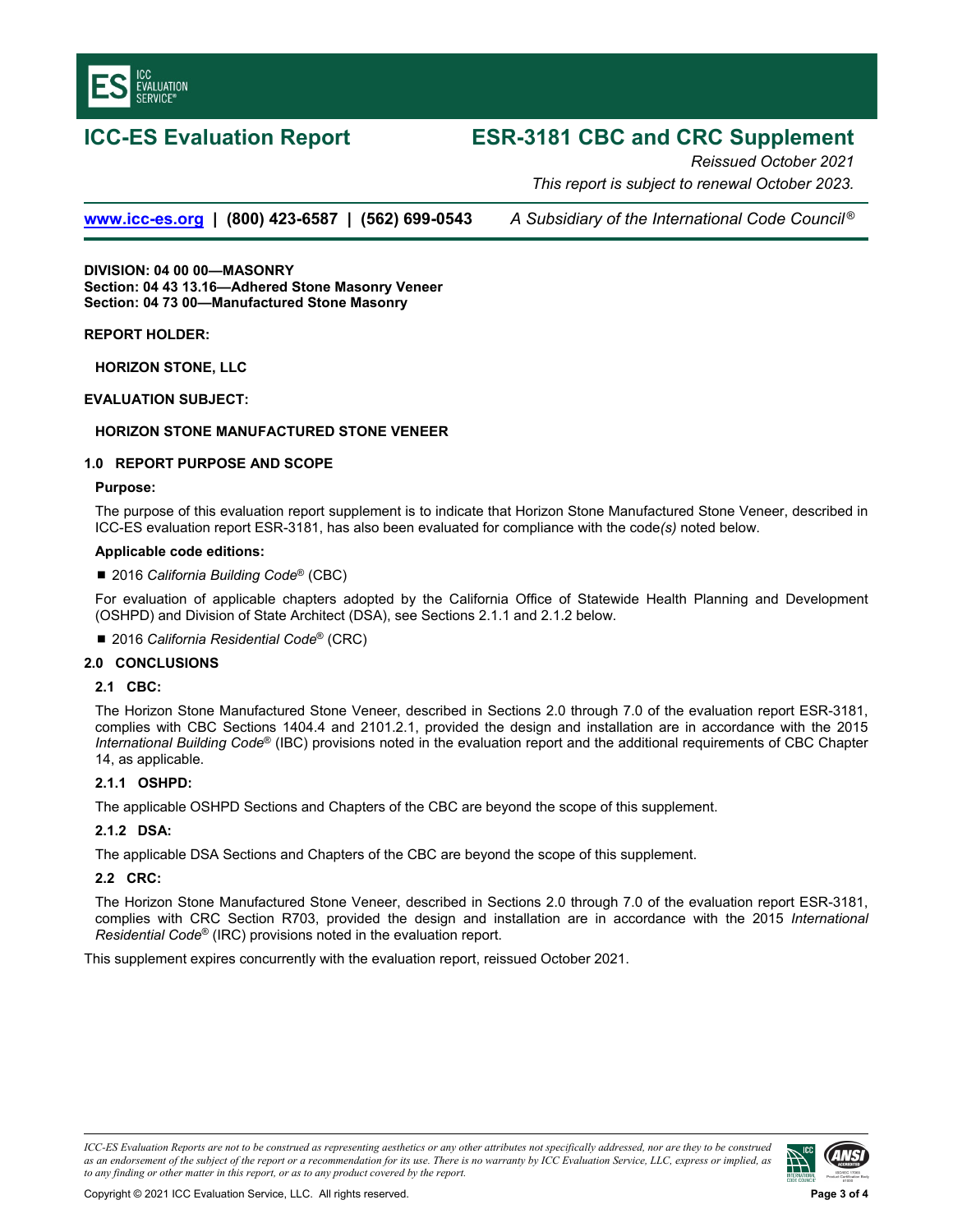# ICC-ES Evaluation Report

# ESR-3181 CBC and CRC Supplement

*Reissued October 2021*

*This report is subject to renewal October 2023.*

www.icc-es.org | (800) 423-6587 | (562) 699-0543 *A Subsidiary of the International Code Council®*

**DIVISION: 04 00 00—MASONRY**
**Section: 04 43 13.16—Adhered Stone Masonry Veneer**
**Section: 04 73 00—Manufactured Stone Masonry**

**REPORT HOLDER:**

**HORIZON STONE, LLC**

**EVALUATION SUBJECT:**

**HORIZON STONE MANUFACTURED STONE VENEER**

## 1.0 REPORT PURPOSE AND SCOPE

**Purpose:**

The purpose of this evaluation report supplement is to indicate that Horizon Stone Manufactured Stone Veneer, described in ICC-ES evaluation report ESR-3181, has also been evaluated for compliance with the code*(s)* noted below.

**Applicable code editions:**

- 2016 *California Building Code®* (CBC)

For evaluation of applicable chapters adopted by the California Office of Statewide Health Planning and Development (OSHPD) and Division of State Architect (DSA), see Sections 2.1.1 and 2.1.2 below.

- 2016 *California Residential Code®* (CRC)

## 2.0 CONCLUSIONS

### 2.1 CBC:

The Horizon Stone Manufactured Stone Veneer, described in Sections 2.0 through 7.0 of the evaluation report ESR-3181, complies with CBC Sections 1404.4 and 2101.2.1, provided the design and installation are in accordance with the 2015 *International Building Code®* (IBC) provisions noted in the evaluation report and the additional requirements of CBC Chapter 14, as applicable.

### 2.1.1 OSHPD:

The applicable OSHPD Sections and Chapters of the CBC are beyond the scope of this supplement.

### 2.1.2 DSA:

The applicable DSA Sections and Chapters of the CBC are beyond the scope of this supplement.

### 2.2 CRC:

The Horizon Stone Manufactured Stone Veneer, described in Sections 2.0 through 7.0 of the evaluation report ESR-3181, complies with CRC Section R703, provided the design and installation are in accordance with the 2015 *International Residential Code®* (IRC) provisions noted in the evaluation report.

This supplement expires concurrently with the evaluation report, reissued October 2021.

*ICC-ES Evaluation Reports are not to be construed as representing aesthetics or any other attributes not specifically addressed, nor are they to be construed as an endorsement of the subject of the report or a recommendation for its use. There is no warranty by ICC Evaluation Service, LLC, express or implied, as to any finding or other matter in this report, or as to any product covered by the report.*

Copyright © 2021 ICC Evaluation Service, LLC. All rights reserved.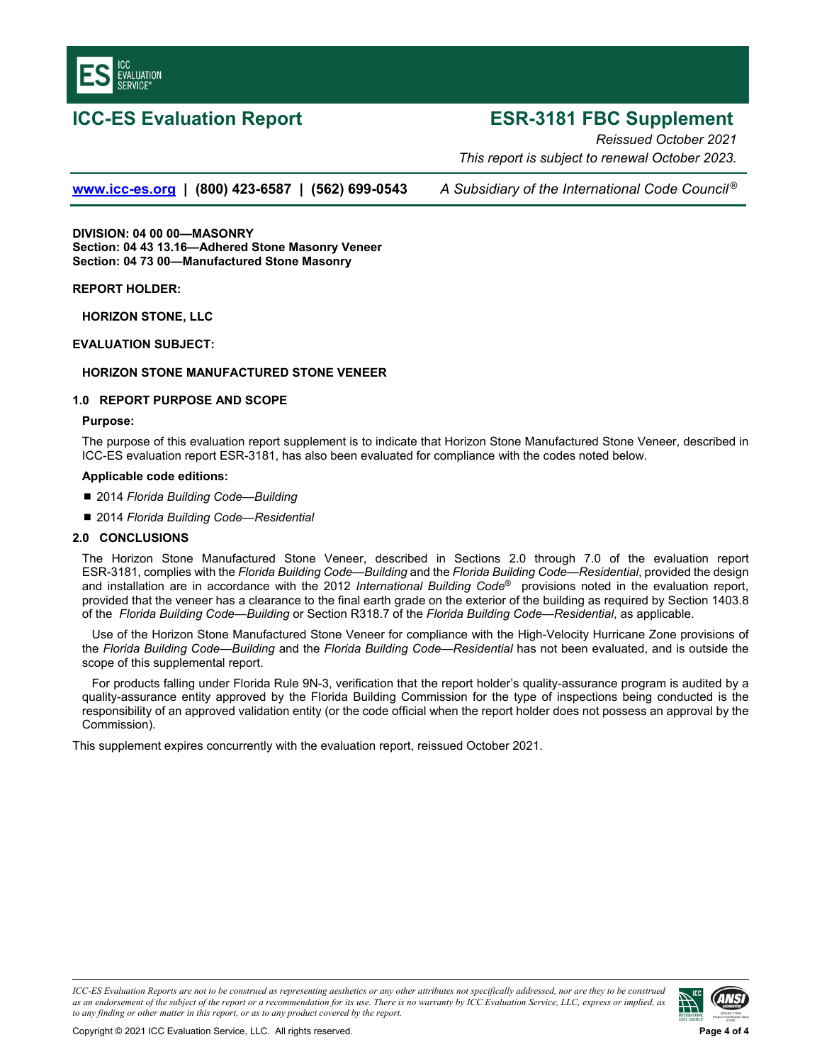# ICC-ES Evaluation Report

# ESR-3181 FBC Supplement

*Reissued October 2021*

*This report is subject to renewal October 2023.*

www.icc-es.org | (800) 423-6587 | (562) 699-0543 *A Subsidiary of the International Code Council®*

**DIVISION: 04 00 00—MASONRY**
**Section: 04 43 13.16—Adhered Stone Masonry Veneer**
**Section: 04 73 00—Manufactured Stone Masonry**

**REPORT HOLDER:**

**HORIZON STONE, LLC**

**EVALUATION SUBJECT:**

**HORIZON STONE MANUFACTURED STONE VENEER**

## 1.0 REPORT PURPOSE AND SCOPE

**Purpose:**

The purpose of this evaluation report supplement is to indicate that Horizon Stone Manufactured Stone Veneer, described in ICC-ES evaluation report ESR-3181, has also been evaluated for compliance with the codes noted below.

**Applicable code editions:**

- 2014 *Florida Building Code—Building*
- 2014 *Florida Building Code—Residential*

## 2.0 CONCLUSIONS

The Horizon Stone Manufactured Stone Veneer, described in Sections 2.0 through 7.0 of the evaluation report ESR-3181, complies with the *Florida Building Code—Building* and the *Florida Building Code—Residential*, provided the design and installation are in accordance with the 2012 *International Building Code®* provisions noted in the evaluation report, provided that the veneer has a clearance to the final earth grade on the exterior of the building as required by Section 1403.8 of the *Florida Building Code—Building* or Section R318.7 of the *Florida Building Code—Residential*, as applicable.

Use of the Horizon Stone Manufactured Stone Veneer for compliance with the High-Velocity Hurricane Zone provisions of the *Florida Building Code—Building* and the *Florida Building Code—Residential* has not been evaluated, and is outside the scope of this supplemental report.

For products falling under Florida Rule 9N-3, verification that the report holder's quality-assurance program is audited by a quality-assurance entity approved by the Florida Building Commission for the type of inspections being conducted is the responsibility of an approved validation entity (or the code official when the report holder does not possess an approval by the Commission).

This supplement expires concurrently with the evaluation report, reissued October 2021.

*ICC-ES Evaluation Reports are not to be construed as representing aesthetics or any other attributes not specifically addressed, nor are they to be construed as an endorsement of the subject of the report or a recommendation for its use. There is no warranty by ICC Evaluation Service, LLC, express or implied, as to any finding or other matter in this report, or as to any product covered by the report.*

Copyright © 2021 ICC Evaluation Service, LLC. All rights reserved.